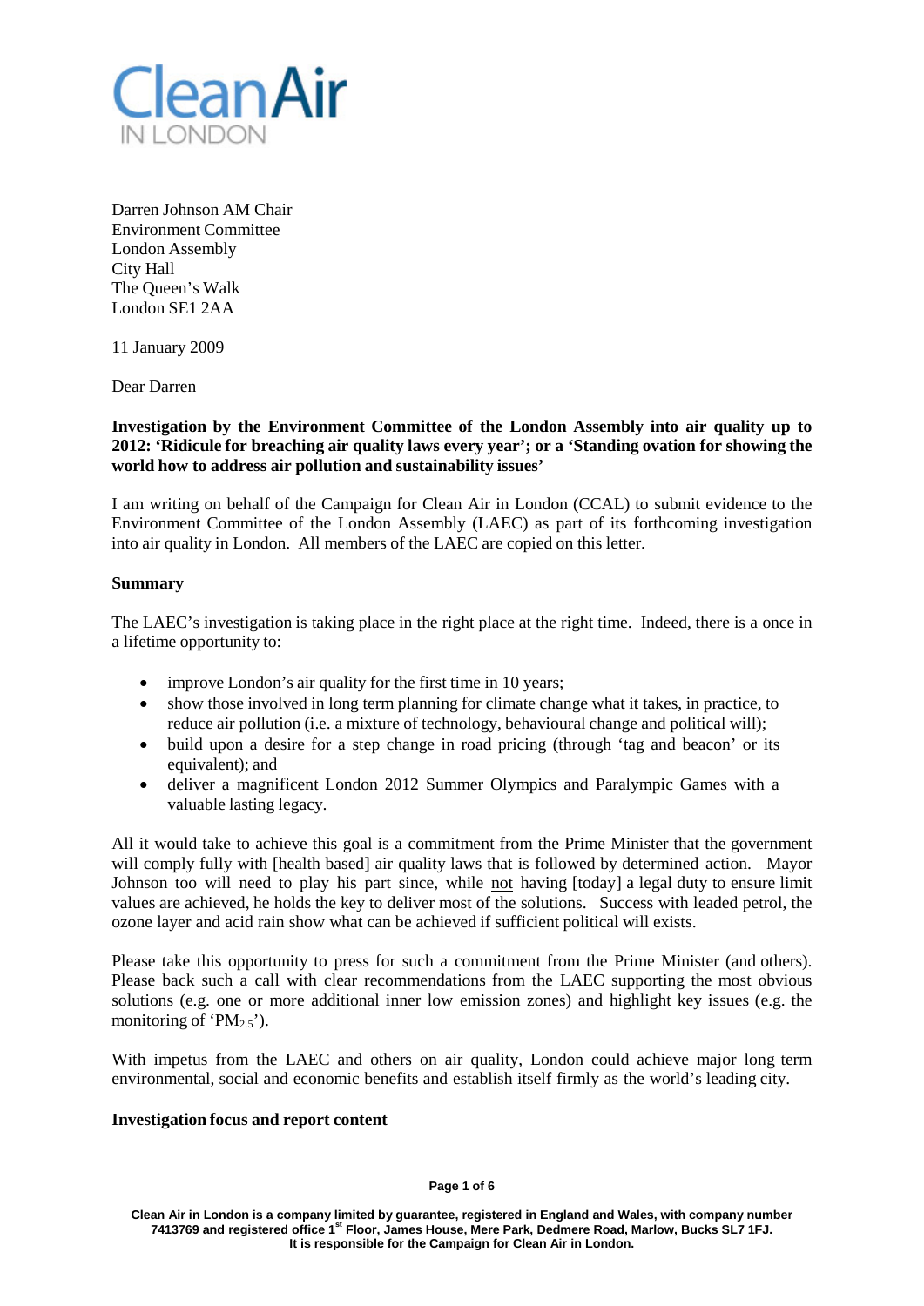Clean Air IN LONDON

Darren Johnson AM Chair
Environment Committee
London Assembly
City Hall
The Queen's Walk
London SE1 2AA

11 January 2009

Dear Darren

**Investigation by the Environment Committee of the London Assembly into air quality up to 2012: 'Ridicule for breaching air quality laws every year'; or a 'Standing ovation for showing the world how to address air pollution and sustainability issues'**

I am writing on behalf of the Campaign for Clean Air in London (CCAL) to submit evidence to the Environment Committee of the London Assembly (LAEC) as part of its forthcoming investigation into air quality in London. All members of the LAEC are copied on this letter.

**Summary**

The LAEC's investigation is taking place in the right place at the right time. Indeed, there is a once in a lifetime opportunity to:

- improve London's air quality for the first time in 10 years;
- show those involved in long term planning for climate change what it takes, in practice, to reduce air pollution (i.e. a mixture of technology, behavioural change and political will);
- build upon a desire for a step change in road pricing (through 'tag and beacon' or its equivalent); and
- deliver a magnificent London 2012 Summer Olympics and Paralympic Games with a valuable lasting legacy.

All it would take to achieve this goal is a commitment from the Prime Minister that the government will comply fully with [health based] air quality laws that is followed by determined action. Mayor Johnson too will need to play his part since, while <u>not</u> having [today] a legal duty to ensure limit values are achieved, he holds the key to deliver most of the solutions. Success with leaded petrol, the ozone layer and acid rain show what can be achieved if sufficient political will exists.

Please take this opportunity to press for such a commitment from the Prime Minister (and others). Please back such a call with clear recommendations from the LAEC supporting the most obvious solutions (e.g. one or more additional inner low emission zones) and highlight key issues (e.g. the monitoring of '$PM_{2.5}$').

With impetus from the LAEC and others on air quality, London could achieve major long term environmental, social and economic benefits and establish itself firmly as the world's leading city.

**Investigation focus and report content**

Clean Air in London is a company limited by guarantee, registered in England and Wales, with company number 7413769 and registered office 1st Floor, James House, Mere Park, Dedmere Road, Marlow, Bucks SL7 1FJ. It is responsible for the Campaign for Clean Air in London.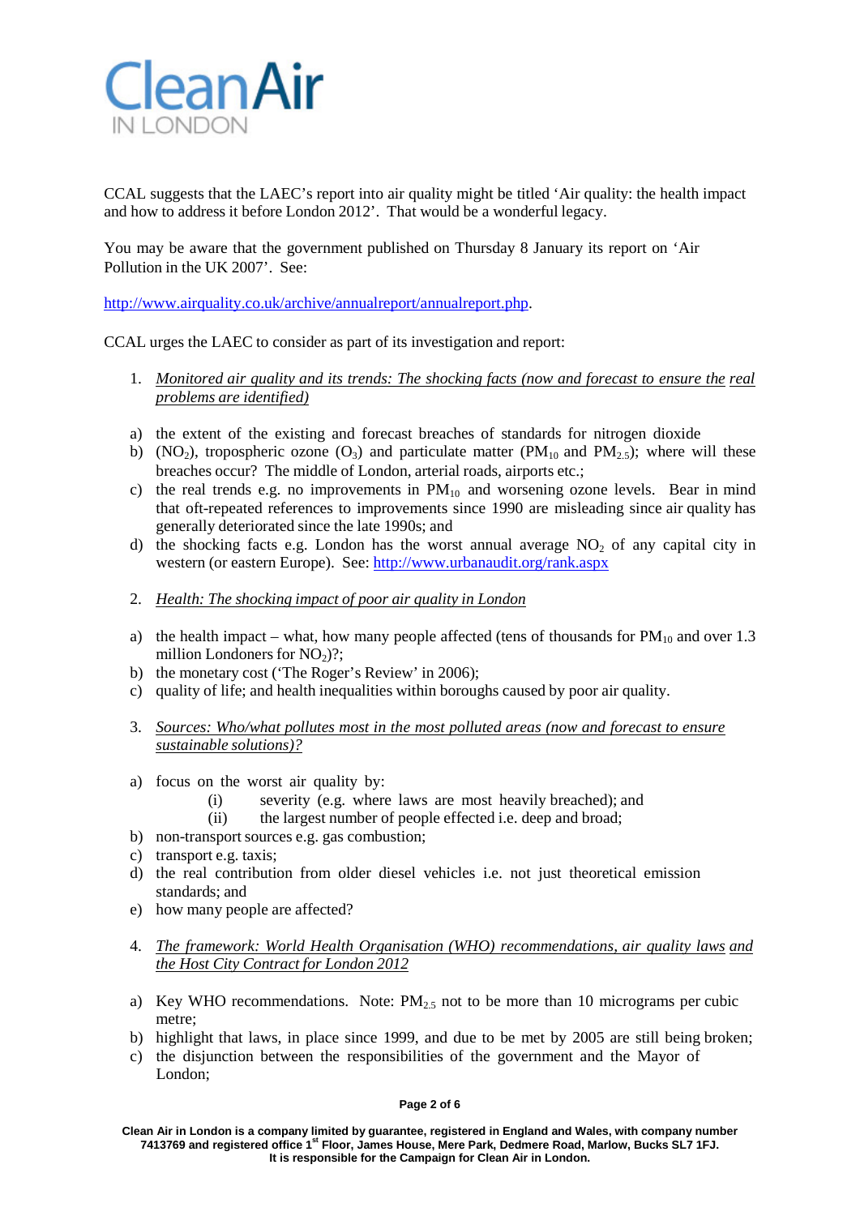# CleanAir IN LONDON

CCAL suggests that the LAEC's report into air quality might be titled 'Air quality: the health impact and how to address it before London 2012'. That would be a wonderful legacy.

You may be aware that the government published on Thursday 8 January its report on 'Air Pollution in the UK 2007'. See:

http://www.airquality.co.uk/archive/annualreport/annualreport.php.

CCAL urges the LAEC to consider as part of its investigation and report:

1. *Monitored air quality and its trends: The shocking facts (now and forecast to ensure the real problems are identified)*

a) the extent of the existing and forecast breaches of standards for nitrogen dioxide
b) ($NO_2$), tropospheric ozone ($O_3$) and particulate matter ($PM_{10}$ and $PM_{2.5}$); where will these breaches occur? The middle of London, arterial roads, airports etc.;
c) the real trends e.g. no improvements in $PM_{10}$ and worsening ozone levels. Bear in mind that oft-repeated references to improvements since 1990 are misleading since air quality has generally deteriorated since the late 1990s; and
d) the shocking facts e.g. London has the worst annual average $NO_2$ of any capital city in western (or eastern Europe). See: http://www.urbanaudit.org/rank.aspx

2. *Health: The shocking impact of poor air quality in London*

a) the health impact – what, how many people affected (tens of thousands for $PM_{10}$ and over 1.3 million Londoners for $NO_2$)?;
b) the monetary cost ('The Roger's Review' in 2006);
c) quality of life; and health inequalities within boroughs caused by poor air quality.

3. *Sources: Who/what pollutes most in the most polluted areas (now and forecast to ensure sustainable solutions)?*

a) focus on the worst air quality by:
   (i) severity (e.g. where laws are most heavily breached); and
   (ii) the largest number of people effected i.e. deep and broad;
b) non-transport sources e.g. gas combustion;
c) transport e.g. taxis;
d) the real contribution from older diesel vehicles i.e. not just theoretical emission standards; and
e) how many people are affected?

4. *The framework: World Health Organisation (WHO) recommendations, air quality laws and the Host City Contract for London 2012*

a) Key WHO recommendations. Note: $PM_{2.5}$ not to be more than 10 micrograms per cubic metre;
b) highlight that laws, in place since 1999, and due to be met by 2005 are still being broken;
c) the disjunction between the responsibilities of the government and the Mayor of London;

Clean Air in London is a company limited by guarantee, registered in England and Wales, with company number 7413769 and registered office 1st Floor, James House, Mere Park, Dedmere Road, Marlow, Bucks SL7 1FJ. It is responsible for the Campaign for Clean Air in London.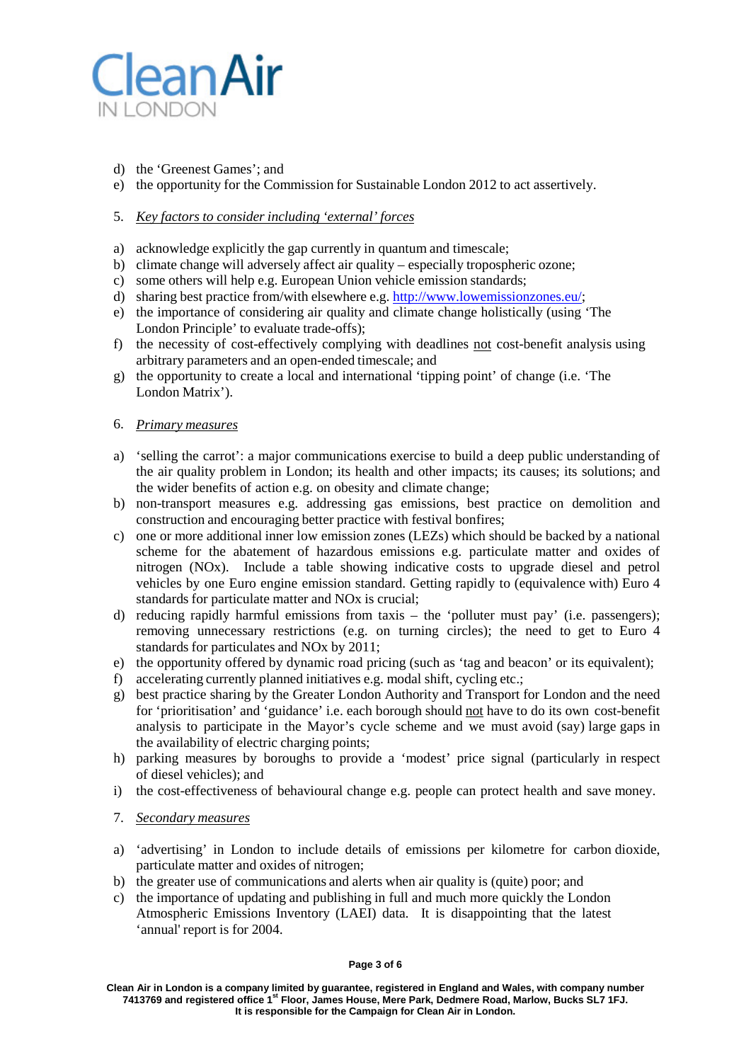d) the 'Greenest Games'; and
e) the opportunity for the Commission for Sustainable London 2012 to act assertively.

5. *Key factors to consider including 'external' forces*

a) acknowledge explicitly the gap currently in quantum and timescale;
b) climate change will adversely affect air quality – especially tropospheric ozone;
c) some others will help e.g. European Union vehicle emission standards;
d) sharing best practice from/with elsewhere e.g. http://www.lowemissionzones.eu/;
e) the importance of considering air quality and climate change holistically (using 'The London Principle' to evaluate trade-offs);
f) the necessity of cost-effectively complying with deadlines not cost-benefit analysis using arbitrary parameters and an open-ended timescale; and
g) the opportunity to create a local and international 'tipping point' of change (i.e. 'The London Matrix').

6. *Primary measures*

a) 'selling the carrot': a major communications exercise to build a deep public understanding of the air quality problem in London; its health and other impacts; its causes; its solutions; and the wider benefits of action e.g. on obesity and climate change;
b) non-transport measures e.g. addressing gas emissions, best practice on demolition and construction and encouraging better practice with festival bonfires;
c) one or more additional inner low emission zones (LEZs) which should be backed by a national scheme for the abatement of hazardous emissions e.g. particulate matter and oxides of nitrogen (NOx). Include a table showing indicative costs to upgrade diesel and petrol vehicles by one Euro engine emission standard. Getting rapidly to (equivalence with) Euro 4 standards for particulate matter and NOx is crucial;
d) reducing rapidly harmful emissions from taxis – the 'polluter must pay' (i.e. passengers); removing unnecessary restrictions (e.g. on turning circles); the need to get to Euro 4 standards for particulates and NOx by 2011;
e) the opportunity offered by dynamic road pricing (such as 'tag and beacon' or its equivalent);
f) accelerating currently planned initiatives e.g. modal shift, cycling etc.;
g) best practice sharing by the Greater London Authority and Transport for London and the need for 'prioritisation' and 'guidance' i.e. each borough should not have to do its own cost-benefit analysis to participate in the Mayor's cycle scheme and we must avoid (say) large gaps in the availability of electric charging points;
h) parking measures by boroughs to provide a 'modest' price signal (particularly in respect of diesel vehicles); and
i) the cost-effectiveness of behavioural change e.g. people can protect health and save money.

7. *Secondary measures*

a) 'advertising' in London to include details of emissions per kilometre for carbon dioxide, particulate matter and oxides of nitrogen;
b) the greater use of communications and alerts when air quality is (quite) poor; and
c) the importance of updating and publishing in full and much more quickly the London Atmospheric Emissions Inventory (LAEI) data. It is disappointing that the latest 'annual' report is for 2004.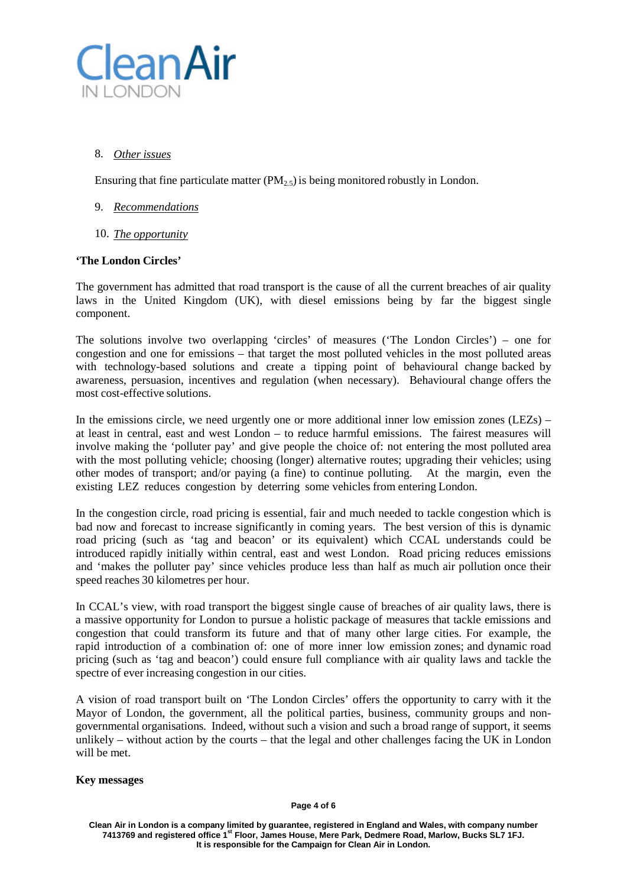8. *Other issues*

Ensuring that fine particulate matter ($PM_{2.5}$) is being monitored robustly in London.

9. *Recommendations*

10. *The opportunity*

**'The London Circles'**

The government has admitted that road transport is the cause of all the current breaches of air quality laws in the United Kingdom (UK), with diesel emissions being by far the biggest single component.

The solutions involve two overlapping 'circles' of measures ('The London Circles') – one for congestion and one for emissions – that target the most polluted vehicles in the most polluted areas with technology-based solutions and create a tipping point of behavioural change backed by awareness, persuasion, incentives and regulation (when necessary). Behavioural change offers the most cost-effective solutions.

In the emissions circle, we need urgently one or more additional inner low emission zones (LEZs) – at least in central, east and west London – to reduce harmful emissions. The fairest measures will involve making the 'polluter pay' and give people the choice of: not entering the most polluted area with the most polluting vehicle; choosing (longer) alternative routes; upgrading their vehicles; using other modes of transport; and/or paying (a fine) to continue polluting. At the margin, even the existing LEZ reduces congestion by deterring some vehicles from entering London.

In the congestion circle, road pricing is essential, fair and much needed to tackle congestion which is bad now and forecast to increase significantly in coming years. The best version of this is dynamic road pricing (such as 'tag and beacon' or its equivalent) which CCAL understands could be introduced rapidly initially within central, east and west London. Road pricing reduces emissions and 'makes the polluter pay' since vehicles produce less than half as much air pollution once their speed reaches 30 kilometres per hour.

In CCAL's view, with road transport the biggest single cause of breaches of air quality laws, there is a massive opportunity for London to pursue a holistic package of measures that tackle emissions and congestion that could transform its future and that of many other large cities. For example, the rapid introduction of a combination of: one of more inner low emission zones; and dynamic road pricing (such as 'tag and beacon') could ensure full compliance with air quality laws and tackle the spectre of ever increasing congestion in our cities.

A vision of road transport built on 'The London Circles' offers the opportunity to carry with it the Mayor of London, the government, all the political parties, business, community groups and non-governmental organisations. Indeed, without such a vision and such a broad range of support, it seems unlikely – without action by the courts – that the legal and other challenges facing the UK in London will be met.

**Key messages**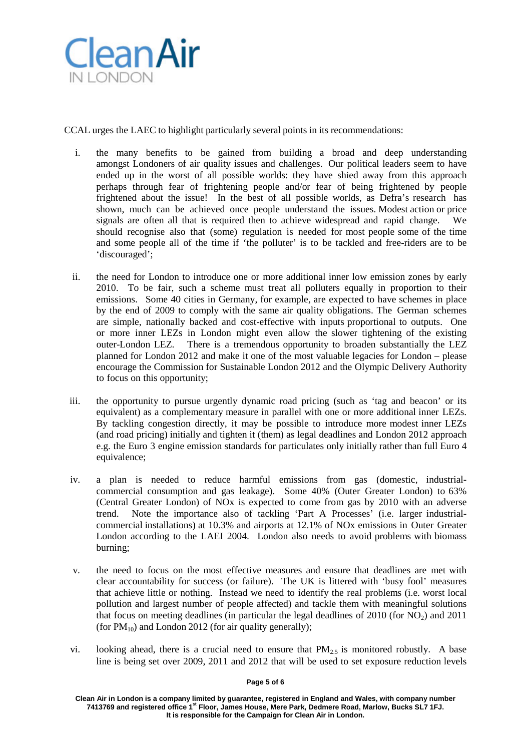CCAL urges the LAEC to highlight particularly several points in its recommendations:

i. the many benefits to be gained from building a broad and deep understanding amongst Londoners of air quality issues and challenges. Our political leaders seem to have ended up in the worst of all possible worlds: they have shied away from this approach perhaps through fear of frightening people and/or fear of being frightened by people frightened about the issue! In the best of all possible worlds, as Defra's research has shown, much can be achieved once people understand the issues. Modest action or price signals are often all that is required then to achieve widespread and rapid change. We should recognise also that (some) regulation is needed for most people some of the time and some people all of the time if 'the polluter' is to be tackled and free-riders are to be 'discouraged';

ii. the need for London to introduce one or more additional inner low emission zones by early 2010. To be fair, such a scheme must treat all polluters equally in proportion to their emissions. Some 40 cities in Germany, for example, are expected to have schemes in place by the end of 2009 to comply with the same air quality obligations. The German schemes are simple, nationally backed and cost-effective with inputs proportional to outputs. One or more inner LEZs in London might even allow the slower tightening of the existing outer-London LEZ. There is a tremendous opportunity to broaden substantially the LEZ planned for London 2012 and make it one of the most valuable legacies for London – please encourage the Commission for Sustainable London 2012 and the Olympic Delivery Authority to focus on this opportunity;

iii. the opportunity to pursue urgently dynamic road pricing (such as 'tag and beacon' or its equivalent) as a complementary measure in parallel with one or more additional inner LEZs. By tackling congestion directly, it may be possible to introduce more modest inner LEZs (and road pricing) initially and tighten it (them) as legal deadlines and London 2012 approach e.g. the Euro 3 engine emission standards for particulates only initially rather than full Euro 4 equivalence;

iv. a plan is needed to reduce harmful emissions from gas (domestic, industrial-commercial consumption and gas leakage). Some 40% (Outer Greater London) to 63% (Central Greater London) of NOx is expected to come from gas by 2010 with an adverse trend. Note the importance also of tackling 'Part A Processes' (i.e. larger industrial-commercial installations) at 10.3% and airports at 12.1% of NOx emissions in Outer Greater London according to the LAEI 2004. London also needs to avoid problems with biomass burning;

v. the need to focus on the most effective measures and ensure that deadlines are met with clear accountability for success (or failure). The UK is littered with 'busy fool' measures that achieve little or nothing. Instead we need to identify the real problems (i.e. worst local pollution and largest number of people affected) and tackle them with meaningful solutions that focus on meeting deadlines (in particular the legal deadlines of 2010 (for $NO_2$) and 2011 (for $PM_{10}$) and London 2012 (for air quality generally);

vi. looking ahead, there is a crucial need to ensure that $PM_{2.5}$ is monitored robustly. A base line is being set over 2009, 2011 and 2012 that will be used to set exposure reduction levels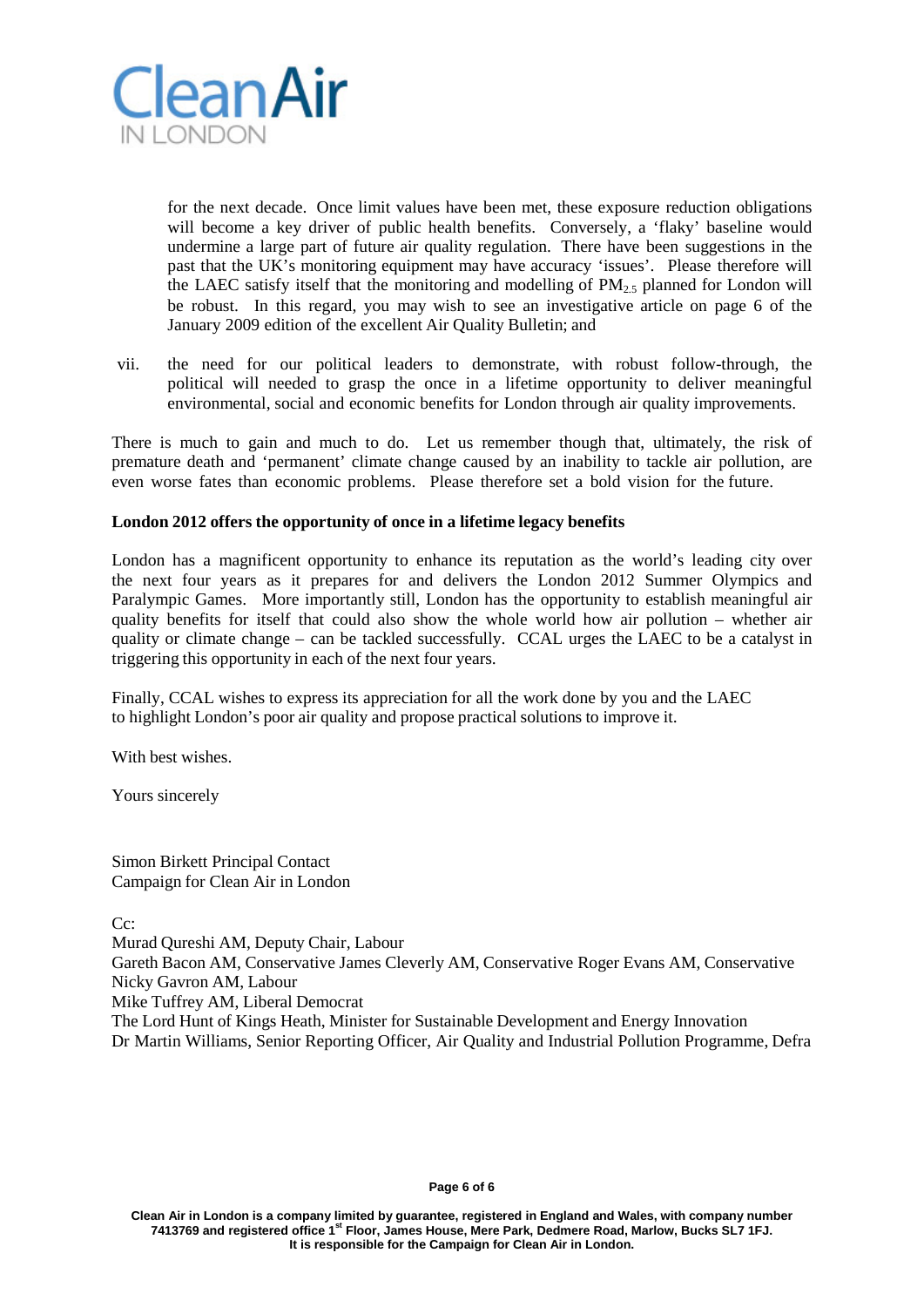for the next decade. Once limit values have been met, these exposure reduction obligations will become a key driver of public health benefits. Conversely, a 'flaky' baseline would undermine a large part of future air quality regulation. There have been suggestions in the past that the UK's monitoring equipment may have accuracy 'issues'. Please therefore will the LAEC satisfy itself that the monitoring and modelling of $PM_{2.5}$ planned for London will be robust. In this regard, you may wish to see an investigative article on page 6 of the January 2009 edition of the excellent Air Quality Bulletin; and

vii. the need for our political leaders to demonstrate, with robust follow-through, the political will needed to grasp the once in a lifetime opportunity to deliver meaningful environmental, social and economic benefits for London through air quality improvements.

There is much to gain and much to do. Let us remember though that, ultimately, the risk of premature death and 'permanent' climate change caused by an inability to tackle air pollution, are even worse fates than economic problems. Please therefore set a bold vision for the future.

**London 2012 offers the opportunity of once in a lifetime legacy benefits**

London has a magnificent opportunity to enhance its reputation as the world's leading city over the next four years as it prepares for and delivers the London 2012 Summer Olympics and Paralympic Games. More importantly still, London has the opportunity to establish meaningful air quality benefits for itself that could also show the whole world how air pollution – whether air quality or climate change – can be tackled successfully. CCAL urges the LAEC to be a catalyst in triggering this opportunity in each of the next four years.

Finally, CCAL wishes to express its appreciation for all the work done by you and the LAEC to highlight London's poor air quality and propose practical solutions to improve it.

With best wishes.

Yours sincerely

Simon Birkett Principal Contact
Campaign for Clean Air in London

Cc:
Murad Qureshi AM, Deputy Chair, Labour
Gareth Bacon AM, Conservative James Cleverly AM, Conservative Roger Evans AM, Conservative
Nicky Gavron AM, Labour
Mike Tuffrey AM, Liberal Democrat
The Lord Hunt of Kings Heath, Minister for Sustainable Development and Energy Innovation
Dr Martin Williams, Senior Reporting Officer, Air Quality and Industrial Pollution Programme, Defra

**Clean Air in London is a company limited by guarantee, registered in England and Wales, with company number 7413769 and registered office 1st Floor, James House, Mere Park, Dedmere Road, Marlow, Bucks SL7 1FJ. It is responsible for the Campaign for Clean Air in London.**